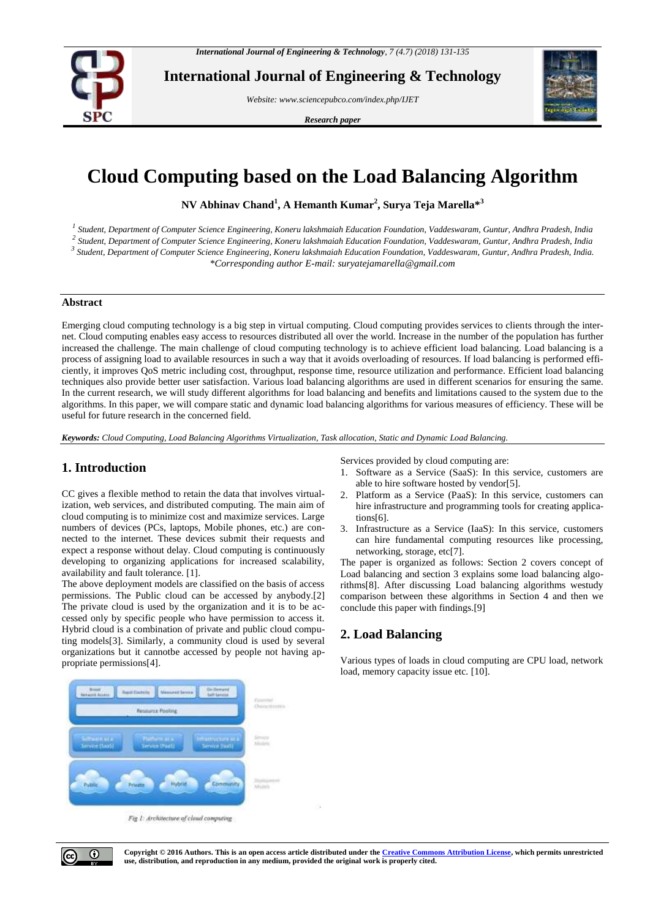# Cloud Computing based on the Load Balancing Algorithm

**NV Abhinav Chand[1], A Hemanth Kumar[2], Surya Teja Marella*[3]**

[1] *Student, Department of Computer Science Engineering, Koneru lakshmaiah Education Foundation, Vaddeswaram, Guntur, Andhra Pradesh, India*
[2] *Student, Department of Computer Science Engineering, Koneru lakshmaiah Education Foundation, Vaddeswaram, Guntur, Andhra Pradesh, India*
[3] *Student, Department of Computer Science Engineering, Koneru lakshmaiah Education Foundation, Vaddeswaram, Guntur, Andhra Pradesh, India.*
*\*Corresponding author E-mail: suryatejamarella@gmail.com*

## Abstract

Emerging cloud computing technology is a big step in virtual computing. Cloud computing provides services to clients through the internet. Cloud computing enables easy access to resources distributed all over the world. Increase in the number of the population has further increased the challenge. The main challenge of cloud computing technology is to achieve efficient load balancing. Load balancing is a process of assigning load to available resources in such a way that it avoids overloading of resources. If load balancing is performed efficiently, it improves QoS metric including cost, throughput, response time, resource utilization and performance. Efficient load balancing techniques also provide better user satisfaction. Various load balancing algorithms are used in different scenarios for ensuring the same. In the current research, we will study different algorithms for load balancing and benefits and limitations caused to the system due to the algorithms. In this paper, we will compare static and dynamic load balancing algorithms for various measures of efficiency. These will be useful for future research in the concerned field.

***Keywords:*** *Cloud Computing, Load Balancing Algorithms Virtualization, Task allocation, Static and Dynamic Load Balancing.*

## 1. Introduction

CC gives a flexible method to retain the data that involves virtualization, web services, and distributed computing. The main aim of cloud computing is to minimize cost and maximize services. Large numbers of devices (PCs, laptops, Mobile phones, etc.) are connected to the internet. These devices submit their requests and expect a response without delay. Cloud computing is continuously developing to organizing applications for increased scalability, availability and fault tolerance. [1].

The above deployment models are classified on the basis of access permissions. The Public cloud can be accessed by anybody.[2] The private cloud is used by the organization and it is to be accessed only by specific people who have permission to access it. Hybrid cloud is a combination of private and public cloud computing models[3]. Similarly, a community cloud is used by several organizations but it cannotbe accessed by people not having appropriate permissions[4].

Broad Network Access
Rapid Elasticity
Measured Service
On-Demand Self-Service
Resource Pooling
Essential Characteristics
Software as a Service (SaaS)
Platform as a Service (PaaS)
Infrastructure as a Service (IaaS)
Service Models
Public
Private
Hybrid
Community
Deployment Models

*Fig 1: Architecture of cloud computing*

Services provided by cloud computing are:

1. Software as a Service (SaaS): In this service, customers are able to hire software hosted by vendor[5].
2. Platform as a Service (PaaS): In this service, customers can hire infrastructure and programming tools for creating applications[6].
3. Infrastructure as a Service (IaaS): In this service, customers can hire fundamental computing resources like processing, networking, storage, etc[7].

The paper is organized as follows: Section 2 covers concept of Load balancing and section 3 explains some load balancing algorithms[8]. After discussing Load balancing algorithms westudy comparison between these algorithms in Section 4 and then we conclude this paper with findings.[9]

## 2. Load Balancing

Various types of loads in cloud computing are CPU load, network load, memory capacity issue etc. [10].

**Copyright © 2016 Authors. This is an open access article distributed under the Creative Commons Attribution License, which permits unrestricted use, distribution, and reproduction in any medium, provided the original work is properly cited.**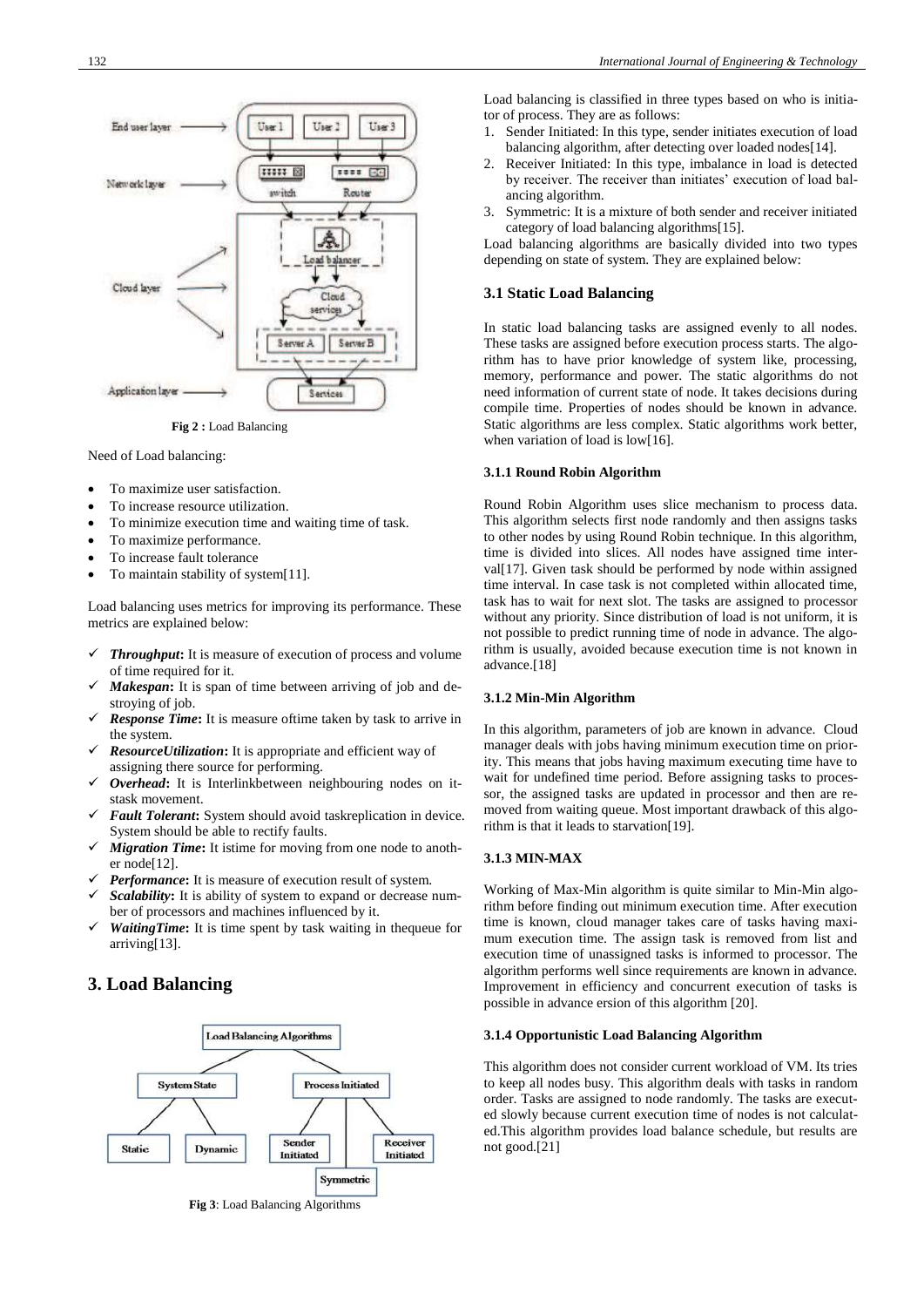End user layer

User 1

User 2

User 3

Network layer

switch

Router

Load balancer

Cloud layer

Cloud services

Server A

Server B

Application layer

Services

**Fig 2 :** Load Balancing

Need of Load balancing:

- To maximize user satisfaction.
- To increase resource utilization.
- To minimize execution time and waiting time of task.
- To maximize performance.
- To increase fault tolerance
- To maintain stability of system[11].

Load balancing uses metrics for improving its performance. These metrics are explained below:

- ✓ ***Throughput*:** It is measure of execution of process and volume of time required for it.
- ✓ ***Makespan*:** It is span of time between arriving of job and destroying of job.
- ✓ ***Response Time*:** It is measure oftime taken by task to arrive in the system.
- ✓ ***ResourceUtilization*:** It is appropriate and efficient way of assigning there source for performing.
- ✓ ***Overhead*:** It is Interlinkbetween neighbouring nodes on itstask movement.
- ✓ ***Fault Tolerant*:** System should avoid taskreplication in device. System should be able to rectify faults.
- ✓ ***Migration Time*:** It istime for moving from one node to another node[12].
- ✓ ***Performance*:** It is measure of execution result of system.
- ✓ ***Scalability*:** It is ability of system to expand or decrease number of processors and machines influenced by it.
- ✓ ***WaitingTime*:** It is time spent by task waiting in thequeue for arriving[13].

# 3. Load Balancing

Load Balancing Algorithms

System State

Process Initiated

Static

Dynamic

Sender Initiated

Receiver Initiated

Symmetric

**Fig 3**: Load Balancing Algorithms

Load balancing is classified in three types based on who is initiator of process. They are as follows:

1. Sender Initiated: In this type, sender initiates execution of load balancing algorithm, after detecting over loaded nodes[14].
2. Receiver Initiated: In this type, imbalance in load is detected by receiver. The receiver than initiates' execution of load balancing algorithm.
3. Symmetric: It is a mixture of both sender and receiver initiated category of load balancing algorithms[15].

Load balancing algorithms are basically divided into two types depending on state of system. They are explained below:

## 3.1 Static Load Balancing

In static load balancing tasks are assigned evenly to all nodes. These tasks are assigned before execution process starts. The algorithm has to have prior knowledge of system like, processing, memory, performance and power. The static algorithms do not need information of current state of node. It takes decisions during compile time. Properties of nodes should be known in advance. Static algorithms are less complex. Static algorithms work better, when variation of load is low[16].

### 3.1.1 Round Robin Algorithm

Round Robin Algorithm uses slice mechanism to process data. This algorithm selects first node randomly and then assigns tasks to other nodes by using Round Robin technique. In this algorithm, time is divided into slices. All nodes have assigned time interval[17]. Given task should be performed by node within assigned time interval. In case task is not completed within allocated time, task has to wait for next slot. The tasks are assigned to processor without any priority. Since distribution of load is not uniform, it is not possible to predict running time of node in advance. The algorithm is usually, avoided because execution time is not known in advance.[18]

### 3.1.2 Min-Min Algorithm

In this algorithm, parameters of job are known in advance. Cloud manager deals with jobs having minimum execution time on priority. This means that jobs having maximum executing time have to wait for undefined time period. Before assigning tasks to processor, the assigned tasks are updated in processor and then are removed from waiting queue. Most important drawback of this algorithm is that it leads to starvation[19].

### 3.1.3 MIN-MAX

Working of Max-Min algorithm is quite similar to Min-Min algorithm before finding out minimum execution time. After execution time is known, cloud manager takes care of tasks having maximum execution time. The assign task is removed from list and execution time of unassigned tasks is informed to processor. The algorithm performs well since requirements are known in advance. Improvement in efficiency and concurrent execution of tasks is possible in advance ersion of this algorithm [20].

### 3.1.4 Opportunistic Load Balancing Algorithm

This algorithm does not consider current workload of VM. Its tries to keep all nodes busy. This algorithm deals with tasks in random order. Tasks are assigned to node randomly. The tasks are executed slowly because current execution time of nodes is not calculated.This algorithm provides load balance schedule, but results are not good.[21]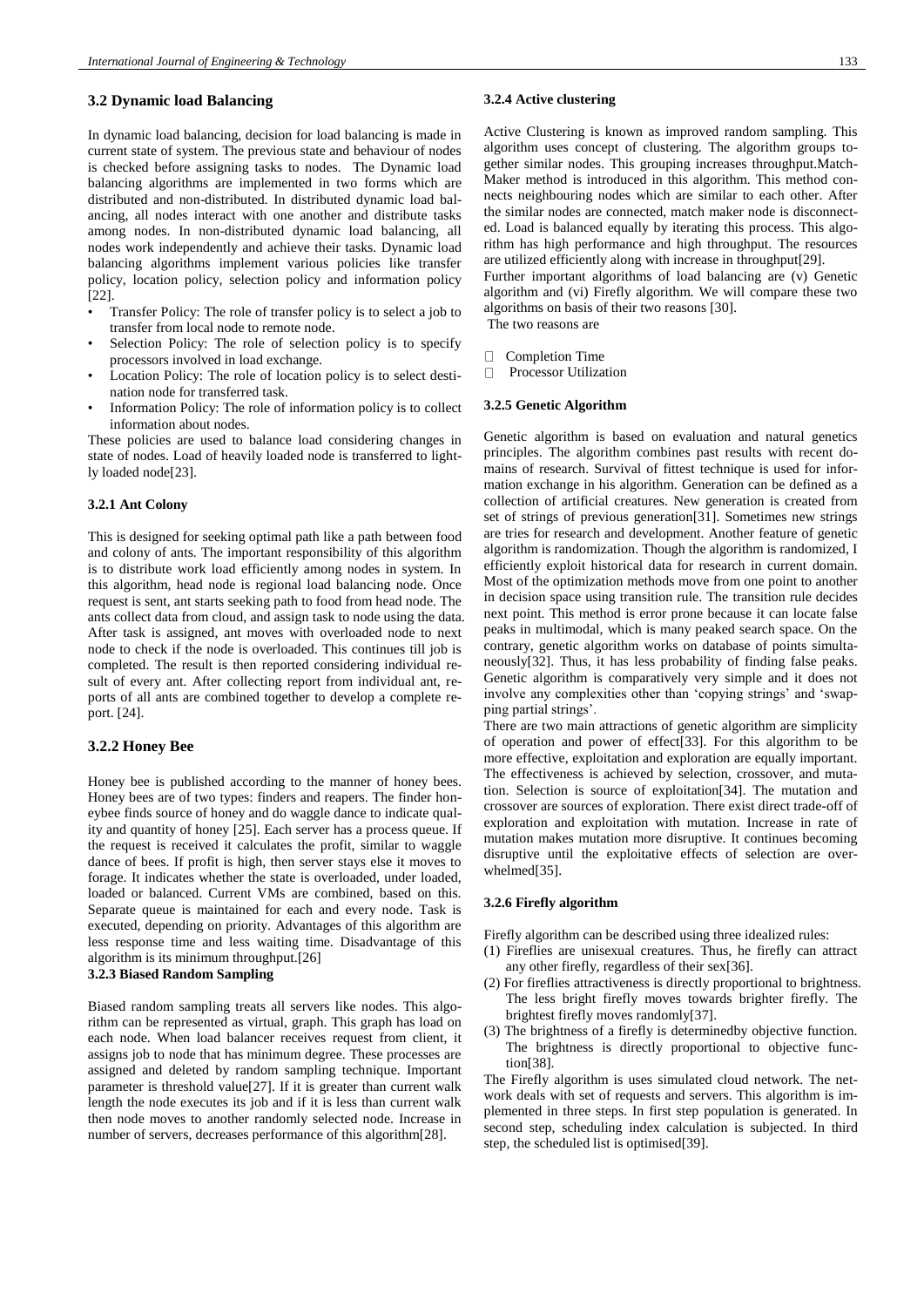### 3.2 Dynamic load Balancing

In dynamic load balancing, decision for load balancing is made in current state of system. The previous state and behaviour of nodes is checked before assigning tasks to nodes. The Dynamic load balancing algorithms are implemented in two forms which are distributed and non-distributed. In distributed dynamic load balancing, all nodes interact with one another and distribute tasks among nodes. In non-distributed dynamic load balancing, all nodes work independently and achieve their tasks. Dynamic load balancing algorithms implement various policies like transfer policy, location policy, selection policy and information policy [22].

- Transfer Policy: The role of transfer policy is to select a job to transfer from local node to remote node.
- Selection Policy: The role of selection policy is to specify processors involved in load exchange.
- Location Policy: The role of location policy is to select destination node for transferred task.
- Information Policy: The role of information policy is to collect information about nodes.

These policies are used to balance load considering changes in state of nodes. Load of heavily loaded node is transferred to lightly loaded node[23].

#### 3.2.1 Ant Colony

This is designed for seeking optimal path like a path between food and colony of ants. The important responsibility of this algorithm is to distribute work load efficiently among nodes in system. In this algorithm, head node is regional load balancing node. Once request is sent, ant starts seeking path to food from head node. The ants collect data from cloud, and assign task to node using the data. After task is assigned, ant moves with overloaded node to next node to check if the node is overloaded. This continues till job is completed. The result is then reported considering individual result of every ant. After collecting report from individual ant, reports of all ants are combined together to develop a complete report. [24].

#### 3.2.2 Honey Bee

Honey bee is published according to the manner of honey bees. Honey bees are of two types: finders and reapers. The finder honeybee finds source of honey and do waggle dance to indicate quality and quantity of honey [25]. Each server has a process queue. If the request is received it calculates the profit, similar to waggle dance of bees. If profit is high, then server stays else it moves to forage. It indicates whether the state is overloaded, under loaded, loaded or balanced. Current VMs are combined, based on this. Separate queue is maintained for each and every node. Task is executed, depending on priority. Advantages of this algorithm are less response time and less waiting time. Disadvantage of this algorithm is its minimum throughput.[26]

#### 3.2.3 Biased Random Sampling

Biased random sampling treats all servers like nodes. This algorithm can be represented as virtual, graph. This graph has load on each node. When load balancer receives request from client, it assigns job to node that has minimum degree. These processes are assigned and deleted by random sampling technique. Important parameter is threshold value[27]. If it is greater than current walk length the node executes its job and if it is less than current walk then node moves to another randomly selected node. Increase in number of servers, decreases performance of this algorithm[28].

#### 3.2.4 Active clustering

Active Clustering is known as improved random sampling. This algorithm uses concept of clustering. The algorithm groups together similar nodes. This grouping increases throughput.Match-Maker method is introduced in this algorithm. This method connects neighbouring nodes which are similar to each other. After the similar nodes are connected, match maker node is disconnected. Load is balanced equally by iterating this process. This algorithm has high performance and high throughput. The resources are utilized efficiently along with increase in throughput[29].

Further important algorithms of load balancing are (v) Genetic algorithm and (vi) Firefly algorithm. We will compare these two algorithms on basis of their two reasons [30].

The two reasons are

- Completion Time
- Processor Utilization

#### 3.2.5 Genetic Algorithm

Genetic algorithm is based on evaluation and natural genetics principles. The algorithm combines past results with recent domains of research. Survival of fittest technique is used for information exchange in his algorithm. Generation can be defined as a collection of artificial creatures. New generation is created from set of strings of previous generation[31]. Sometimes new strings are tries for research and development. Another feature of genetic algorithm is randomization. Though the algorithm is randomized, I efficiently exploit historical data for research in current domain. Most of the optimization methods move from one point to another in decision space using transition rule. The transition rule decides next point. This method is error prone because it can locate false peaks in multimodal, which is many peaked search space. On the contrary, genetic algorithm works on database of points simultaneously[32]. Thus, it has less probability of finding false peaks. Genetic algorithm is comparatively very simple and it does not involve any complexities other than 'copying strings' and 'swapping partial strings'.

There are two main attractions of genetic algorithm are simplicity of operation and power of effect[33]. For this algorithm to be more effective, exploitation and exploration are equally important. The effectiveness is achieved by selection, crossover, and mutation. Selection is source of exploitation[34]. The mutation and crossover are sources of exploration. There exist direct trade-off of exploration and exploitation with mutation. Increase in rate of mutation makes mutation more disruptive. It continues becoming disruptive until the exploitative effects of selection are overwhelmed[35].

#### 3.2.6 Firefly algorithm

Firefly algorithm can be described using three idealized rules:

(1) Fireflies are unisexual creatures. Thus, he firefly can attract any other firefly, regardless of their sex[36].
(2) For fireflies attractiveness is directly proportional to brightness. The less bright firefly moves towards brighter firefly. The brightest firefly moves randomly[37].
(3) The brightness of a firefly is determinedby objective function. The brightness is directly proportional to objective function[38].

The Firefly algorithm is uses simulated cloud network. The network deals with set of requests and servers. This algorithm is implemented in three steps. In first step population is generated. In second step, scheduling index calculation is subjected. In third step, the scheduled list is optimised[39].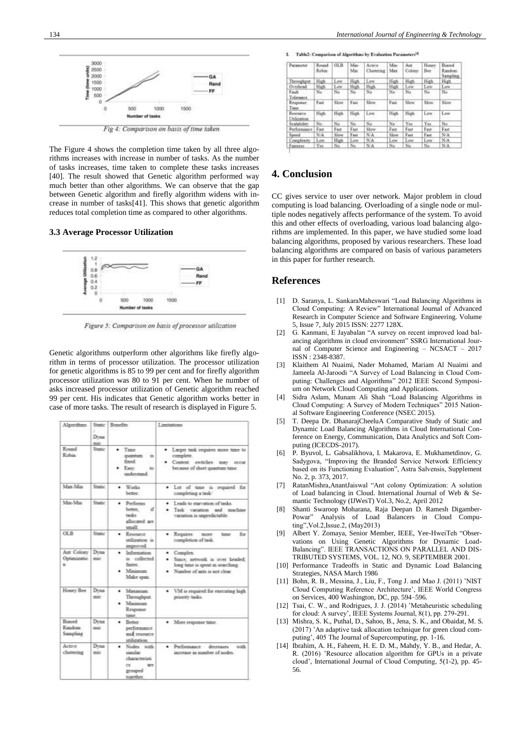Fig 4: Comparison on basis of time taken

The Figure 4 shows the completion time taken by all three algorithms increases with increase in number of tasks. As the number of tasks increases, time taken to complete these tasks increases [40]. The result showed that Genetic algorithm performed way much better than other algorithms. We can observe that the gap between Genetic algorithm and firefly algorithm widens with increase in number of tasks[41]. This shows that genetic algorithm reduces total completion time as compared to other algorithms.

### 3.3 Average Processor Utilization

Figure 5: Comparison on basis of processor utilization

Genetic algorithms outperform other algorithms like firefly algorithm in terms of processor utilization. The processor utilization for genetic algorithms is 85 to 99 per cent and for firefly algorithm processor utilization was 80 to 91 per cent. When he number of asks increased processor utilization of Genetic algorithm reached 99 per cent. His indicates that Genetic algorithm works better in case of more tasks. The result of research is displayed in Figure 5.

| Algorithms | Static / Dynamic | Benefits | Limitations |
|---|---|---|---|
| Round Robin | Static | • Time quantum is fixed. • Easy to understand. | • Larger task requires more time to complete. • Context switches may occur because of short quantum time. |
| Max-Min | Static | • Works better. | • Lot of time is required for completing a task. |
| Min-Min | Static | • Performs better, if tasks allocated are small. | • Leads to starvation of tasks. • Task variation and machine variation is unpredictable. |
| OLB | Static | • Resource utilization is improved. | • Requires more time for completion of task. |
| Ant Colony Optimization | Dynamic | • Information is collected faster. • Minimum Make span. | • Complex. • Since, network is over headed; long time is spent in searching. • Number of ants is not clear. |
| Honey Bee | Dynamic | • Maximum Throughput. • Minimum Response time. | • VM is required for executing high priority tasks. |
| Biased Random Sampling | Dynamic | • Better performance and resource utilization. | • More response time. |
| Active clustering | Dynamic | • Nodes with similar characteristics are grouped together. | • Performance decreases with increase in number of nodes. |

I. Table2: Comparison of Algorithms by Evaluation Parameters[4]

| Parameter | Round Robin | OLB | Min-Min | Active Clustering | Min-Max | Ant Colony | Honey Bee | Biased Random Sampling |
|---|---|---|---|---|---|---|---|---|
| Throughput | High | Low | High | Low | High | High | High | High |
| Overhead | High | Low | High | High | High | Low | Low | Low |
| Fault Tolerance | No | No | No | No | No | No | No | No |
| Response Time | Fast | Slow | Fast | Slow | Fast | Slow | Slow | Slow |
| Resource Utilization | High | High | High | Low | High | High | Low | Low |
| Scalability | No | No | No | No | No | Yes | Yes | No |
| Performance | Fast | Fast | Fast | Slow | Fast | Fast | Fast | Fast |
| Speed | N/A | Slow | Fast | N/A | Slow | Fast | Fast | N/A |
| Complexity | Low | High | Low | N/A | Low | Low | Low | N/A |
| Fairness | Yes | No | No | N/A | No | No | No | N/A |

## 4. Conclusion

CC gives service to user over network. Major problem in cloud computing is load balancing. Overloading of a single node or multiple nodes negatively affects performance of the system. To avoid this and other effects of overloading, various load balancing algorithms are implemented. In this paper, we have studied some load balancing algorithms, proposed by various researchers. These load balancing algorithms are compared on basis of various parameters in this paper for further research.

## References

[1] D. Saranya, L. SankaraMaheswari "Load Balancing Algorithms in Cloud Computing: A Review" International Journal of Advanced Research in Computer Science and Software Engineering. Volume 5, Issue 7, July 2015 ISSN: 2277 128X.

[2] G. Kanmani, E Jayabalan "A survey on recent improved load balancing algorithms in cloud environment" SSRG International Journal of Computer Science and Engineering – NCSACT – 2017 ISSN : 2348-8387.

[3] Klaithem Al Nuaimi, Nader Mohamed, Mariam Al Nuaimi and Jameela Al-Jaroodi "A Survey of Load Balancing in Cloud Computing: Challenges and Algorithms" 2012 IEEE Second Symposium on Network Cloud Computing and Applications.

[4] Sidra Aslam, Munam Ali Shah "Load Balancing Algorithms in Cloud Computing: A Survey of Modern Techniques" 2015 National Software Engineering Conference (NSEC 2015).

[5] T. Deepa Dr. DhanarajCheeluA Comparative Study of Static and Dynamic Load Balancing Algorithms in Cloud International Conference on Energy, Communication, Data Analytics and Soft Computing (ICECDS-2017).

[6] P. Byuvol, L. Gabsalikhova, I. Makarova, E. Mukhametdinov, G. Sadygova, "Improving the Branded Service Network Efficiency based on its Functioning Evaluation", Astra Salvensis, Supplement No. 2, p. 373, 2017.

[7] RatanMishra,AnantJaiswal "Ant colony Optimization: A solution of Load balancing in Cloud. International Journal of Web & Semantic Technology (IJWesT) Vol.3, No.2, April 2012

[8] Shanti Swaroop Moharana, Raja Deepan D. Ramesh Digamber-Powar" Analysis of Load Balancers in Cloud Computing",Vol.2,Issue.2, (May2013)

[9] Albert Y. Zomaya, Senior Member, IEEE, Yee-HweiTeh "Observations on Using Genetic Algorithms for Dynamic Load-Balancing". IEEE TRANSACTIONS ON PARALLEL AND DISTRIBUTED SYSTEMS, VOL. 12, NO. 9, SEPTEMBER 2001.

[10] Performance Tradeoffs in Static and Dynamic Load Balancing Strategies, NASA March 1986

[11] Bohn, R. B., Messina, J., Liu, F., Tong J. and Mao J. (2011) 'NIST Cloud Computing Reference Architecture', IEEE World Congress on Services, 400 Washington, DC, pp. 594–596.

[12] Tsai, C. W., and Rodrigues, J. J. (2014) 'Metaheuristic scheduling for cloud: A survey', IEEE Systems Journal, 8(1), pp. 279-291.

[13] Mishra, S. K., Puthal, D., Sahoo, B., Jena, S. K., and Obaidat, M. S. (2017) 'An adaptive task allocation technique for green cloud computing', 405 The Journal of Supercomputing, pp. 1-16.

[14] Ibrahim, A. H., Faheem, H. E. D. M., Mahdy, Y. B., and Hedar, A. R. (2016) 'Resource allocation algorithm for GPUs in a private cloud', International Journal of Cloud Computing, 5(1-2), pp. 45-56.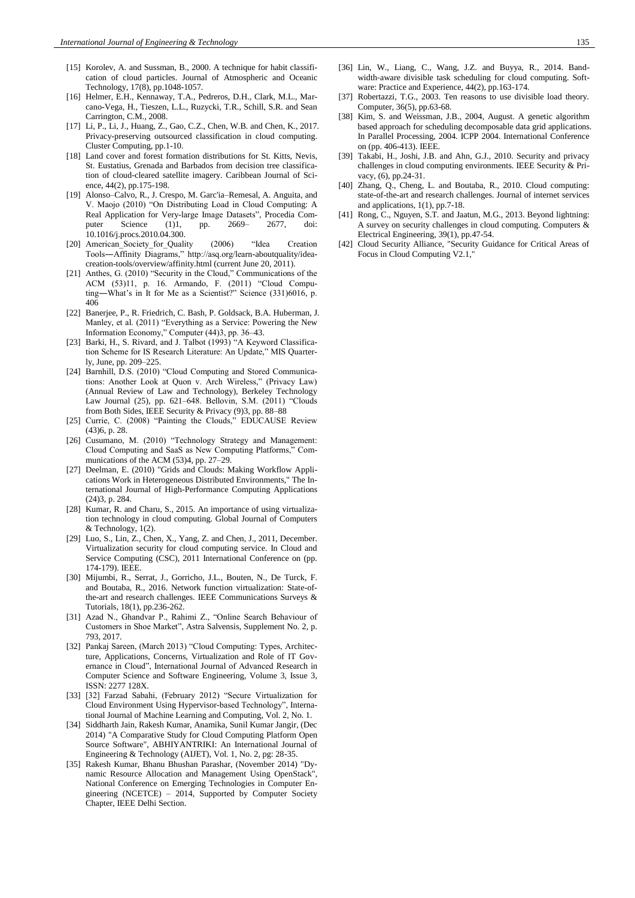- [15] Korolev, A. and Sussman, B., 2000. A technique for habit classification of cloud particles. Journal of Atmospheric and Oceanic Technology, 17(8), pp.1048-1057.
- [16] Helmer, E.H., Kennaway, T.A., Pedreros, D.H., Clark, M.L., Marcano-Vega, H., Tieszen, L.L., Ruzycki, T.R., Schill, S.R. and Sean Carrington, C.M., 2008.
- [17] Li, P., Li, J., Huang, Z., Gao, C.Z., Chen, W.B. and Chen, K., 2017. Privacy-preserving outsourced classification in cloud computing. Cluster Computing, pp.1-10.
- [18] Land cover and forest formation distributions for St. Kitts, Nevis, St. Eustatius, Grenada and Barbados from decision tree classification of cloud-cleared satellite imagery. Caribbean Journal of Science, 44(2), pp.175-198.
- [19] Alonso–Calvo, R., J. Crespo, M. Garc'ia–Remesal, A. Anguita, and V. Maojo (2010) "On Distributing Load in Cloud Computing: A Real Application for Very-large Image Datasets", Procedia Computer Science (1)1, pp. 2669– 2677, doi: 10.1016/j.procs.2010.04.300.
- [20] American_Society_for_Quality (2006) "Idea Creation Tools―Affinity Diagrams," http://asq.org/learn-aboutquality/idea-creation-tools/overview/affinity.html (current June 20, 2011).
- [21] Anthes, G. (2010) "Security in the Cloud," Communications of the ACM (53)11, p. 16. Armando, F. (2011) "Cloud Computing―What's in It for Me as a Scientist?" Science (331)6016, p. 406
- [22] Banerjee, P., R. Friedrich, C. Bash, P. Goldsack, B.A. Huberman, J. Manley, et al. (2011) "Everything as a Service: Powering the New Information Economy," Computer (44)3, pp. 36–43.
- [23] Barki, H., S. Rivard, and J. Talbot (1993) "A Keyword Classification Scheme for IS Research Literature: An Update," MIS Quarterly, June, pp. 209–225.
- [24] Barnhill, D.S. (2010) "Cloud Computing and Stored Communications: Another Look at Quon v. Arch Wireless," (Privacy Law) (Annual Review of Law and Technology), Berkeley Technology Law Journal (25), pp. 621–648. Bellovin, S.M. (2011) "Clouds from Both Sides, IEEE Security & Privacy (9)3, pp. 88–88
- [25] Currie, C. (2008) "Painting the Clouds," EDUCAUSE Review (43)6, p. 28.
- [26] Cusumano, M. (2010) "Technology Strategy and Management: Cloud Computing and SaaS as New Computing Platforms," Communications of the ACM (53)4, pp. 27–29.
- [27] Deelman, E. (2010) "Grids and Clouds: Making Workflow Applications Work in Heterogeneous Distributed Environments," The International Journal of High-Performance Computing Applications (24)3, p. 284.
- [28] Kumar, R. and Charu, S., 2015. An importance of using virtualization technology in cloud computing. Global Journal of Computers & Technology, 1(2).
- [29] Luo, S., Lin, Z., Chen, X., Yang, Z. and Chen, J., 2011, December. Virtualization security for cloud computing service. In Cloud and Service Computing (CSC), 2011 International Conference on (pp. 174-179). IEEE.
- [30] Mijumbi, R., Serrat, J., Gorricho, J.L., Bouten, N., De Turck, F. and Boutaba, R., 2016. Network function virtualization: State-of-the-art and research challenges. IEEE Communications Surveys & Tutorials, 18(1), pp.236-262.
- [31] Azad N., Ghandvar P., Rahimi Z., "Online Search Behaviour of Customers in Shoe Market", Astra Salvensis, Supplement No. 2, p. 793, 2017.
- [32] Pankaj Sareen, (March 2013) "Cloud Computing: Types, Architecture, Applications, Concerns, Virtualization and Role of IT Governance in Cloud", International Journal of Advanced Research in Computer Science and Software Engineering, Volume 3, Issue 3, ISSN: 2277 128X.
- [33] [32] Farzad Sabahi, (February 2012) "Secure Virtualization for Cloud Environment Using Hypervisor-based Technology", International Journal of Machine Learning and Computing, Vol. 2, No. 1.
- [34] Siddharth Jain, Rakesh Kumar, Anamika, Sunil Kumar Jangir, (Dec 2014) "A Comparative Study for Cloud Computing Platform Open Source Software", ABHIYANTRIKI: An International Journal of Engineering & Technology (AIJET), Vol. 1, No. 2, pg: 28-35.
- [35] Rakesh Kumar, Bhanu Bhushan Parashar, (November 2014) "Dynamic Resource Allocation and Management Using OpenStack", National Conference on Emerging Technologies in Computer Engineering (NCETCE) – 2014, Supported by Computer Society Chapter, IEEE Delhi Section.
- [36] Lin, W., Liang, C., Wang, J.Z. and Buyya, R., 2014. Bandwidth-aware divisible task scheduling for cloud computing. Software: Practice and Experience, 44(2), pp.163-174.
- [37] Robertazzi, T.G., 2003. Ten reasons to use divisible load theory. Computer, 36(5), pp.63-68.
- [38] Kim, S. and Weissman, J.B., 2004, August. A genetic algorithm based approach for scheduling decomposable data grid applications. In Parallel Processing, 2004. ICPP 2004. International Conference on (pp. 406-413). IEEE.
- [39] Takabi, H., Joshi, J.B. and Ahn, G.J., 2010. Security and privacy challenges in cloud computing environments. IEEE Security & Privacy, (6), pp.24-31.
- [40] Zhang, Q., Cheng, L. and Boutaba, R., 2010. Cloud computing: state-of-the-art and research challenges. Journal of internet services and applications, 1(1), pp.7-18.
- [41] Rong, C., Nguyen, S.T. and Jaatun, M.G., 2013. Beyond lightning: A survey on security challenges in cloud computing. Computers & Electrical Engineering, 39(1), pp.47-54.
- [42] Cloud Security Alliance, "Security Guidance for Critical Areas of Focus in Cloud Computing V2.1,"